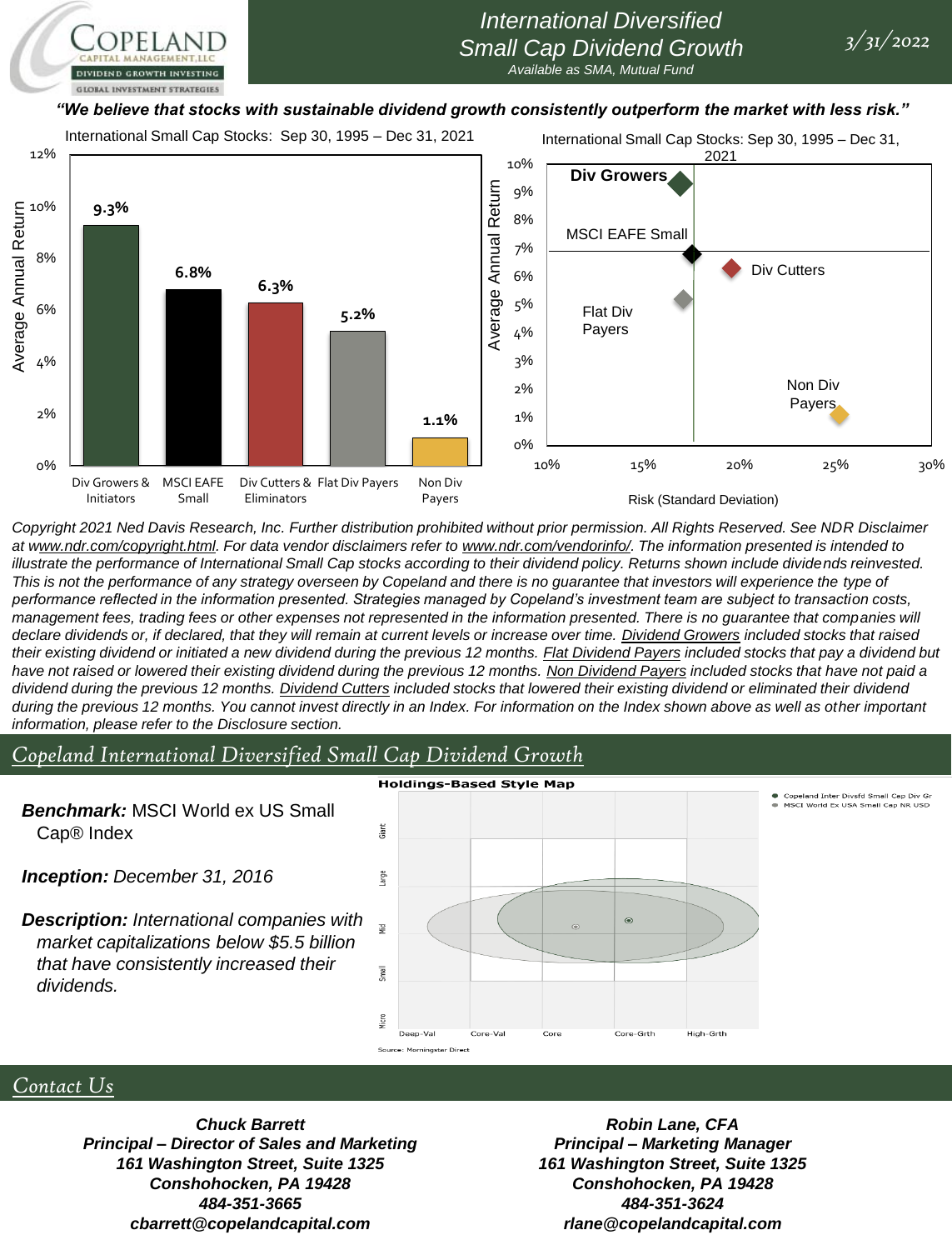# International Diversified Small Cap Dividend Growth

*Available as SMA, Mutual Fund*

*3/31/2022*

***"We believe that stocks with sustainable dividend growth consistently outperform the market with less risk."***

International Small Cap Stocks: Sep 30, 1995 – Dec 31, 2021

| | Average Annual Return |
|---|---|
| Div Growers & Initiators | 9.3% |
| MSCI EAFE Small | 6.8% |
| Div Cutters & Eliminators | 6.3% |
| Flat Div Payers | 5.2% |
| Non Div Payers | 1.1% |

International Small Cap Stocks: Sep 30, 1995 – Dec 31, 2021

Average Annual Return vs. Risk (Standard Deviation): Div Growers, MSCI EAFE Small, Div Cutters, Flat Div Payers, Non Div Payers

*Copyright 2021 Ned Davis Research, Inc. Further distribution prohibited without prior permission. All Rights Reserved. See NDR Disclaimer at www.ndr.com/copyright.html. For data vendor disclaimers refer to www.ndr.com/vendorinfo/. The information presented is intended to illustrate the performance of International Small Cap stocks according to their dividend policy. Returns shown include dividends reinvested. This is not the performance of any strategy overseen by Copeland and there is no guarantee that investors will experience the type of performance reflected in the information presented. Strategies managed by Copeland's investment team are subject to transaction costs, management fees, trading fees or other expenses not represented in the information presented. There is no guarantee that companies will declare dividends or, if declared, that they will remain at current levels or increase over time. Dividend Growers included stocks that raised their existing dividend or initiated a new dividend during the previous 12 months. Flat Dividend Payers included stocks that pay a dividend but have not raised or lowered their existing dividend during the previous 12 months. Non Dividend Payers included stocks that have not paid a dividend during the previous 12 months. Dividend Cutters included stocks that lowered their existing dividend or eliminated their dividend during the previous 12 months. You cannot invest directly in an Index. For information on the Index shown above as well as other important information, please refer to the Disclosure section.*

## Copeland International Diversified Small Cap Dividend Growth

***Benchmark:*** MSCI World ex US Small Cap® Index

***Inception:*** *December 31, 2016*

***Description:*** *International companies with market capitalizations below $5.5 billion that have consistently increased their dividends.*

**Holdings-Based Style Map**

- Copeland Inter Divsfd Small Cap Div Gr
- MSCI World Ex USA Small Cap NR USD

Source: Morningstar Direct

## Contact Us

***Chuck Barrett***
***Principal – Director of Sales and Marketing***
***161 Washington Street, Suite 1325***
***Conshohocken, PA 19428***
***484-351-3665***
***cbarrett@copelandcapital.com***

***Robin Lane, CFA***
***Principal – Marketing Manager***
***161 Washington Street, Suite 1325***
***Conshohocken, PA 19428***
***484-351-3624***
***rlane@copelandcapital.com***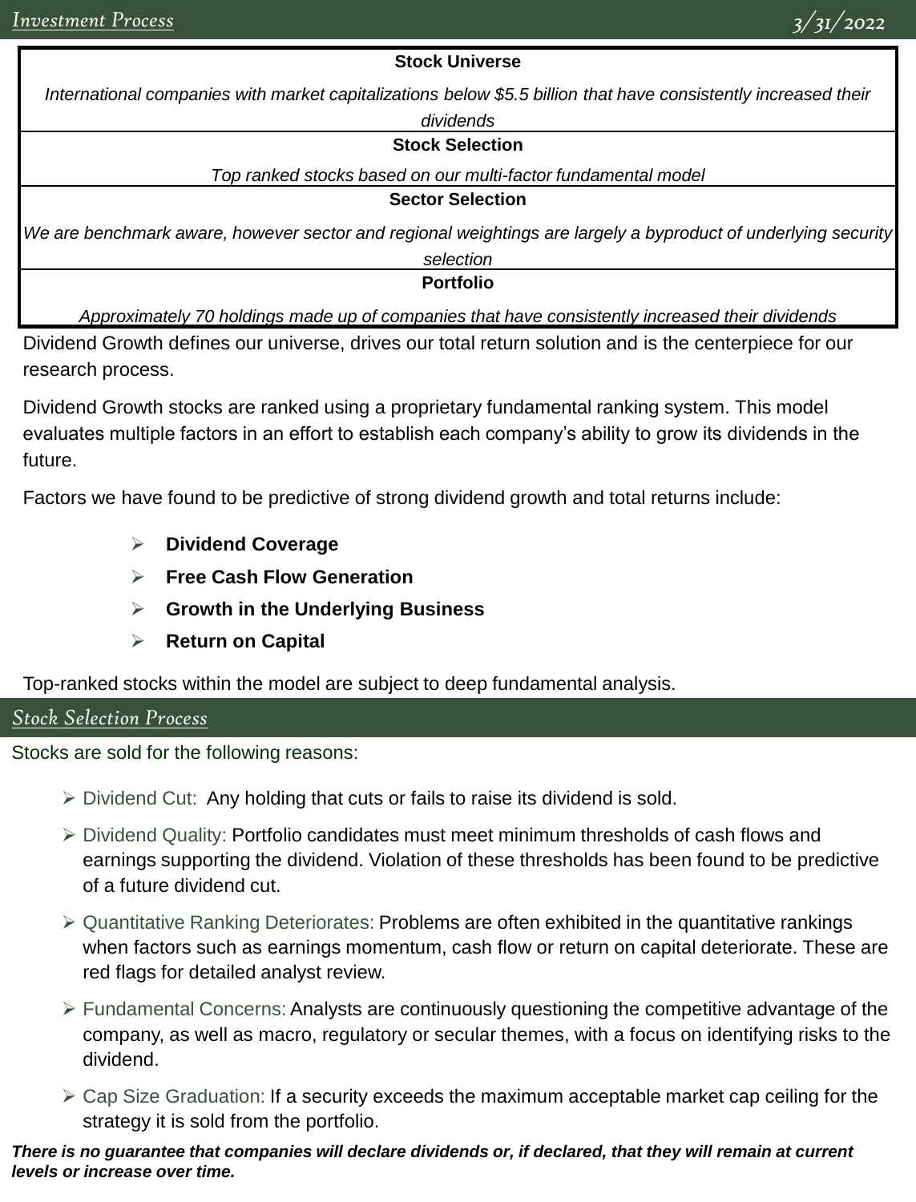## Investment Process

3/31/2022

| Stock Universe |
|---|
| *International companies with market capitalizations below $5.5 billion that have consistently increased their dividends* |
| **Stock Selection** |
| *Top ranked stocks based on our multi-factor fundamental model* |
| **Sector Selection** |
| *We are benchmark aware, however sector and regional weightings are largely a byproduct of underlying security selection* |
| **Portfolio** |
| *Approximately 70 holdings made up of companies that have consistently increased their dividends* |

Dividend Growth defines our universe, drives our total return solution and is the centerpiece for our research process.

Dividend Growth stocks are ranked using a proprietary fundamental ranking system. This model evaluates multiple factors in an effort to establish each company's ability to grow its dividends in the future.

Factors we have found to be predictive of strong dividend growth and total returns include:

- **Dividend Coverage**
- **Free Cash Flow Generation**
- **Growth in the Underlying Business**
- **Return on Capital**

Top-ranked stocks within the model are subject to deep fundamental analysis.

## Stock Selection Process

Stocks are sold for the following reasons:

- Dividend Cut: Any holding that cuts or fails to raise its dividend is sold.
- Dividend Quality: Portfolio candidates must meet minimum thresholds of cash flows and earnings supporting the dividend. Violation of these thresholds has been found to be predictive of a future dividend cut.
- Quantitative Ranking Deteriorates: Problems are often exhibited in the quantitative rankings when factors such as earnings momentum, cash flow or return on capital deteriorate. These are red flags for detailed analyst review.
- Fundamental Concerns: Analysts are continuously questioning the competitive advantage of the company, as well as macro, regulatory or secular themes, with a focus on identifying risks to the dividend.
- Cap Size Graduation: If a security exceeds the maximum acceptable market cap ceiling for the strategy it is sold from the portfolio.

***There is no guarantee that companies will declare dividends or, if declared, that they will remain at current levels or increase over time.***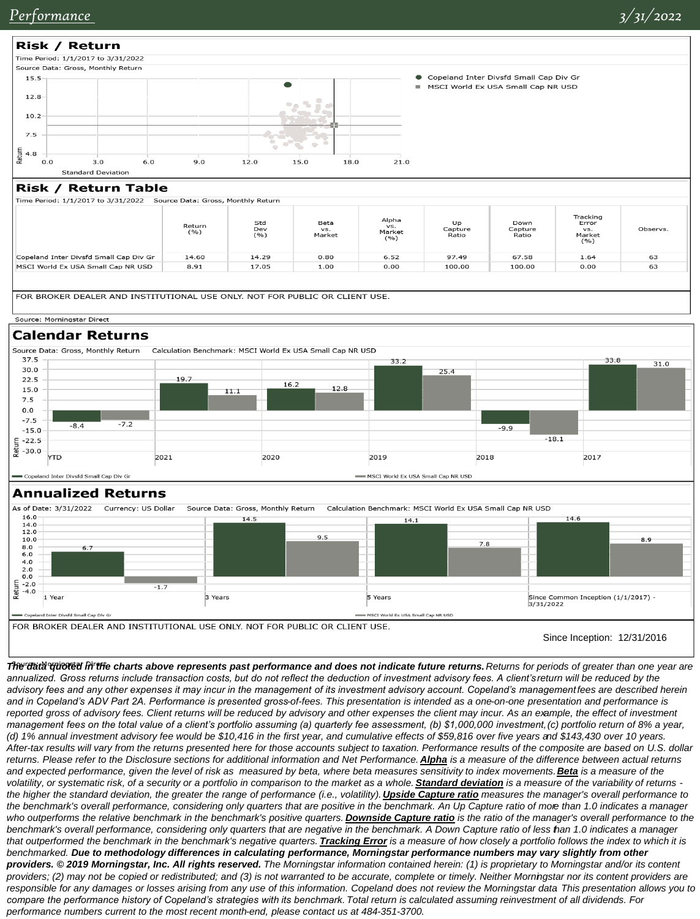## Performance

3/31/2022

### Risk / Return

Time Period: 1/1/2017 to 3/31/2022

Source Data: Gross, Monthly Return

- Copeland Inter Divsfd Small Cap Div Gr
- MSCI World Ex USA Small Cap NR USD

### Risk / Return Table

Time Period: 1/1/2017 to 3/31/2022 Source Data: Gross, Monthly Return

| | Return (%) | Std Dev (%) | Beta vs. Market | Alpha vs. Market (%) | Up Capture Ratio | Down Capture Ratio | Tracking Error vs. Market (%) | Observs. |
|---|---|---|---|---|---|---|---|---|
| Copeland Inter Divsfd Small Cap Div Gr | 14.60 | 14.29 | 0.80 | 6.52 | 97.49 | 67.58 | 1.64 | 63 |
| MSCI World Ex USA Small Cap NR USD | 8.91 | 17.05 | 1.00 | 0.00 | 100.00 | 100.00 | 0.00 | 63 |

FOR BROKER DEALER AND INSTITUTIONAL USE ONLY. NOT FOR PUBLIC OR CLIENT USE.

Source: Morningstar Direct

### Calendar Returns

Source Data: Gross, Monthly Return Calculation Benchmark: MSCI World Ex USA Small Cap NR USD

| | YTD | 2021 | 2020 | 2019 | 2018 | 2017 |
|---|---|---|---|---|---|---|
| Copeland Inter Divsfd Small Cap Div Gr | -8.4 | 19.7 | 16.2 | 33.2 | -9.9 | 33.8 |
| MSCI World Ex USA Small Cap NR USD | -7.2 | 11.1 | 12.8 | 25.4 | -18.1 | 31.0 |

### Annualized Returns

As of Date: 3/31/2022 Currency: US Dollar Source Data: Gross, Monthly Return Calculation Benchmark: MSCI World Ex USA Small Cap NR USD

| | 1 Year | 3 Years | 5 Years | Since Common Inception (1/1/2017) - 3/31/2022 |
|---|---|---|---|---|
| Copeland Inter Divsfd Small Cap Div Gr | 6.7 | 14.5 | 14.1 | 14.6 |
| MSCI World Ex USA Small Cap NR USD | -1.7 | 9.5 | 7.8 | 8.9 |

FOR BROKER DEALER AND INSTITUTIONAL USE ONLY. NOT FOR PUBLIC OR CLIENT USE.

Since Inception: 12/31/2016

Source: Morningstar Direct

***The data quoted in the charts above represents past performance and does not indicate future returns.*** *Returns for periods of greater than one year are annualized. Gross returns include transaction costs, but do not reflect the deduction of investment advisory fees. A client's return will be reduced by the advisory fees and any other expenses it may incur in the management of its investment advisory account. Copeland's management fees are described herein and in Copeland's ADV Part 2A. Performance is presented gross-of-fees. This presentation is intended as a one-on-one presentation and performance is reported gross of advisory fees. Client returns will be reduced by advisory and other expenses the client may incur. As an example, the effect of investment management fees on the total value of a client's portfolio assuming (a) quarterly fee assessment, (b) $1,000,000 investment, (c) portfolio return of 8% a year, (d) 1% annual investment advisory fee would be $10,416 in the first year, and cumulative effects of $59,816 over five years and $143,430 over 10 years. After-tax results will vary from the returns presented here for those accounts subject to taxation. Performance results of the composite are based on U.S. dollar returns. Please refer to the Disclosure sections for additional information and Net Performance.* ***Alpha*** *is a measure of the difference between actual returns and expected performance, given the level of risk as measured by beta, where beta measures sensitivity to index movements.* ***Beta*** *is a measure of the volatility, or systematic risk, of a security or a portfolio in comparison to the market as a whole.* ***Standard deviation*** *is a measure of the variability of returns - the higher the standard deviation, the greater the range of performance (i.e., volatility).* ***Upside Capture ratio*** *measures the manager's overall performance to the benchmark's overall performance, considering only quarters that are positive in the benchmark. An Up Capture ratio of more than 1.0 indicates a manager who outperforms the relative benchmark in the benchmark's positive quarters.* ***Downside Capture ratio*** *is the ratio of the manager's overall performance to the benchmark's overall performance, considering only quarters that are negative in the benchmark. A Down Capture ratio of less than 1.0 indicates a manager that outperformed the benchmark in the benchmark's negative quarters.* ***Tracking Error*** *is a measure of how closely a portfolio follows the index to which it is benchmarked.* ***Due to methodology differences in calculating performance, Morningstar performance numbers may vary slightly from other providers. © 2019 Morningstar, Inc. All rights reserved.*** *The Morningstar information contained herein: (1) is proprietary to Morningstar and/or its content providers; (2) may not be copied or redistributed; and (3) is not warranted to be accurate, complete or timely. Neither Morningstar nor its content providers are responsible for any damages or losses arising from any use of this information. Copeland does not review the Morningstar data. This presentation allows you to compare the performance history of Copeland's strategies with its benchmark. Total return is calculated assuming reinvestment of all dividends. For performance numbers current to the most recent month-end, please contact us at 484-351-3700.*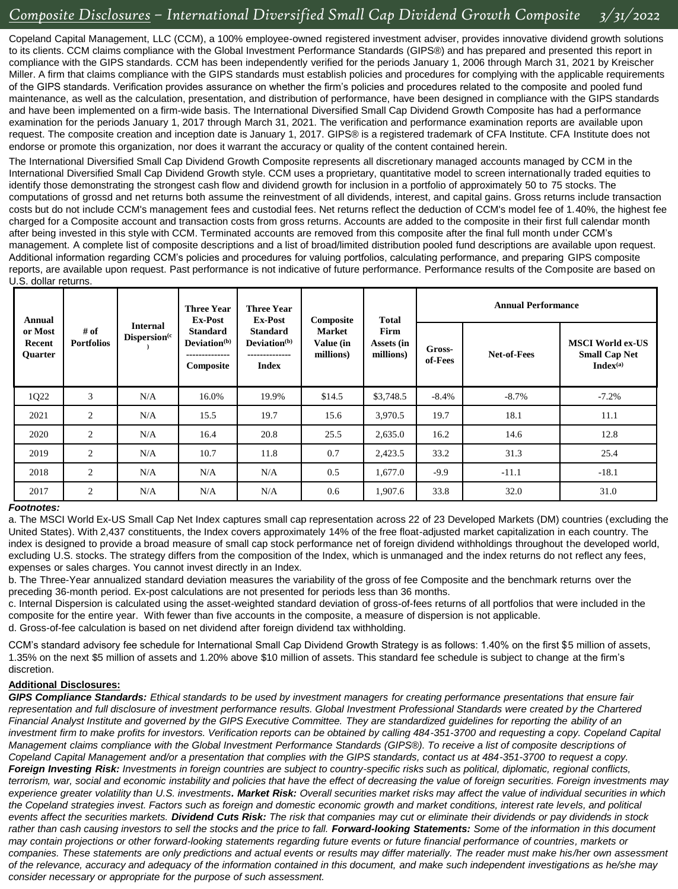## Composite Disclosures – International Diversified Small Cap Dividend Growth Composite 3/31/2022

Copeland Capital Management, LLC (CCM), a 100% employee-owned registered investment adviser, provides innovative dividend growth solutions to its clients. CCM claims compliance with the Global Investment Performance Standards (GIPS®) and has prepared and presented this report in compliance with the GIPS standards. CCM has been independently verified for the periods January 1, 2006 through March 31, 2021 by Kreischer Miller. A firm that claims compliance with the GIPS standards must establish policies and procedures for complying with the applicable requirements of the GIPS standards. Verification provides assurance on whether the firm's policies and procedures related to the composite and pooled fund maintenance, as well as the calculation, presentation, and distribution of performance, have been designed in compliance with the GIPS standards and have been implemented on a firm-wide basis. The International Diversified Small Cap Dividend Growth Composite has had a performance examination for the periods January 1, 2017 through March 31, 2021. The verification and performance examination reports are available upon request. The composite creation and inception date is January 1, 2017. GIPS® is a registered trademark of CFA Institute. CFA Institute does not endorse or promote this organization, nor does it warrant the accuracy or quality of the content contained herein.

The International Diversified Small Cap Dividend Growth Composite represents all discretionary managed accounts managed by CCM in the International Diversified Small Cap Dividend Growth style. CCM uses a proprietary, quantitative model to screen internationally traded equities to identify those demonstrating the strongest cash flow and dividend growth for inclusion in a portfolio of approximately 50 to 75 stocks. The computations of grossd and net returns both assume the reinvestment of all dividends, interest, and capital gains. Gross returns include transaction costs but do not include CCM's management fees and custodial fees. Net returns reflect the deduction of CCM's model fee of 1.40%, the highest fee charged for a Composite account and transaction costs from gross returns. Accounts are added to the composite in their first full calendar month after being invested in this style with CCM. Terminated accounts are removed from this composite after the final full month under CCM's management. A complete list of composite descriptions and a list of broad/limited distribution pooled fund descriptions are available upon request. Additional information regarding CCM's policies and procedures for valuing portfolios, calculating performance, and preparing GIPS composite reports, are available upon request. Past performance is not indicative of future performance. Performance results of the Composite are based on U.S. dollar returns.

| Annual or Most Recent Quarter | # of Portfolios | Internal Dispersion[c] | Three Year Ex-Post Standard Deviation[b] Composite | Three Year Ex-Post Standard Deviation[b] Index | Composite Market Value (in millions) | Total Firm Assets (in millions) | Annual Performance Gross-of-Fees | Net-of-Fees | MSCI World ex-US Small Cap Net Index[a] |
|---|---|---|---|---|---|---|---|---|---|
| 1Q22 | 3 | N/A | 16.0% | 19.9% | $14.5 | $3,748.5 | -8.4% | -8.7% | -7.2% |
| 2021 | 2 | N/A | 15.5 | 19.7 | 15.6 | 3,970.5 | 19.7 | 18.1 | 11.1 |
| 2020 | 2 | N/A | 16.4 | 20.8 | 25.5 | 2,635.0 | 16.2 | 14.6 | 12.8 |
| 2019 | 2 | N/A | 10.7 | 11.8 | 0.7 | 2,423.5 | 33.2 | 31.3 | 25.4 |
| 2018 | 2 | N/A | N/A | N/A | 0.5 | 1,677.0 | -9.9 | -11.1 | -18.1 |
| 2017 | 2 | N/A | N/A | N/A | 0.6 | 1,907.6 | 33.8 | 32.0 | 31.0 |

***Footnotes:***

a. The MSCI World Ex-US Small Cap Net Index captures small cap representation across 22 of 23 Developed Markets (DM) countries (excluding the United States). With 2,437 constituents, the Index covers approximately 14% of the free float-adjusted market capitalization in each country. The index is designed to provide a broad measure of small cap stock performance net of foreign dividend withholdings throughout the developed world, excluding U.S. stocks. The strategy differs from the composition of the Index, which is unmanaged and the index returns do not reflect any fees, expenses or sales charges. You cannot invest directly in an Index.

b. The Three-Year annualized standard deviation measures the variability of the gross of fee Composite and the benchmark returns over the preceding 36-month period. Ex-post calculations are not presented for periods less than 36 months.

c. Internal Dispersion is calculated using the asset-weighted standard deviation of gross-of-fees returns of all portfolios that were included in the composite for the entire year. With fewer than five accounts in the composite, a measure of dispersion is not applicable.

d. Gross-of-fee calculation is based on net dividend after foreign dividend tax withholding.

CCM's standard advisory fee schedule for International Small Cap Dividend Growth Strategy is as follows: 1.40% on the first $5 million of assets, 1.35% on the next $5 million of assets and 1.20% above $10 million of assets. This standard fee schedule is subject to change at the firm's discretion.

**Additional Disclosures:**

***GIPS Compliance Standards:*** *Ethical standards to be used by investment managers for creating performance presentations that ensure fair representation and full disclosure of investment performance results. Global Investment Professional Standards were created by the Chartered Financial Analyst Institute and governed by the GIPS Executive Committee. They are standardized guidelines for reporting the ability of an investment firm to make profits for investors. Verification reports can be obtained by calling 484-351-3700 and requesting a copy. Copeland Capital Management claims compliance with the Global Investment Performance Standards (GIPS®). To receive a list of composite descriptions of Copeland Capital Management and/or a presentation that complies with the GIPS standards, contact us at 484-351-3700 to request a copy.* ***Foreign Investing Risk:*** *Investments in foreign countries are subject to country-specific risks such as political, diplomatic, regional conflicts, terrorism, war, social and economic instability and policies that have the effect of decreasing the value of foreign securities. Foreign investments may experience greater volatility than U.S. investments.* ***Market Risk:*** *Overall securities market risks may affect the value of individual securities in which the Copeland strategies invest. Factors such as foreign and domestic economic growth and market conditions, interest rate levels, and political events affect the securities markets.* ***Dividend Cuts Risk:*** *The risk that companies may cut or eliminate their dividends or pay dividends in stock rather than cash causing investors to sell the stocks and the price to fall.* ***Forward-looking Statements:*** *Some of the information in this document may contain projections or other forward-looking statements regarding future events or future financial performance of countries, markets or companies. These statements are only predictions and actual events or results may differ materially. The reader must make his/her own assessment of the relevance, accuracy and adequacy of the information contained in this document, and make such independent investigations as he/she may consider necessary or appropriate for the purpose of such assessment.*